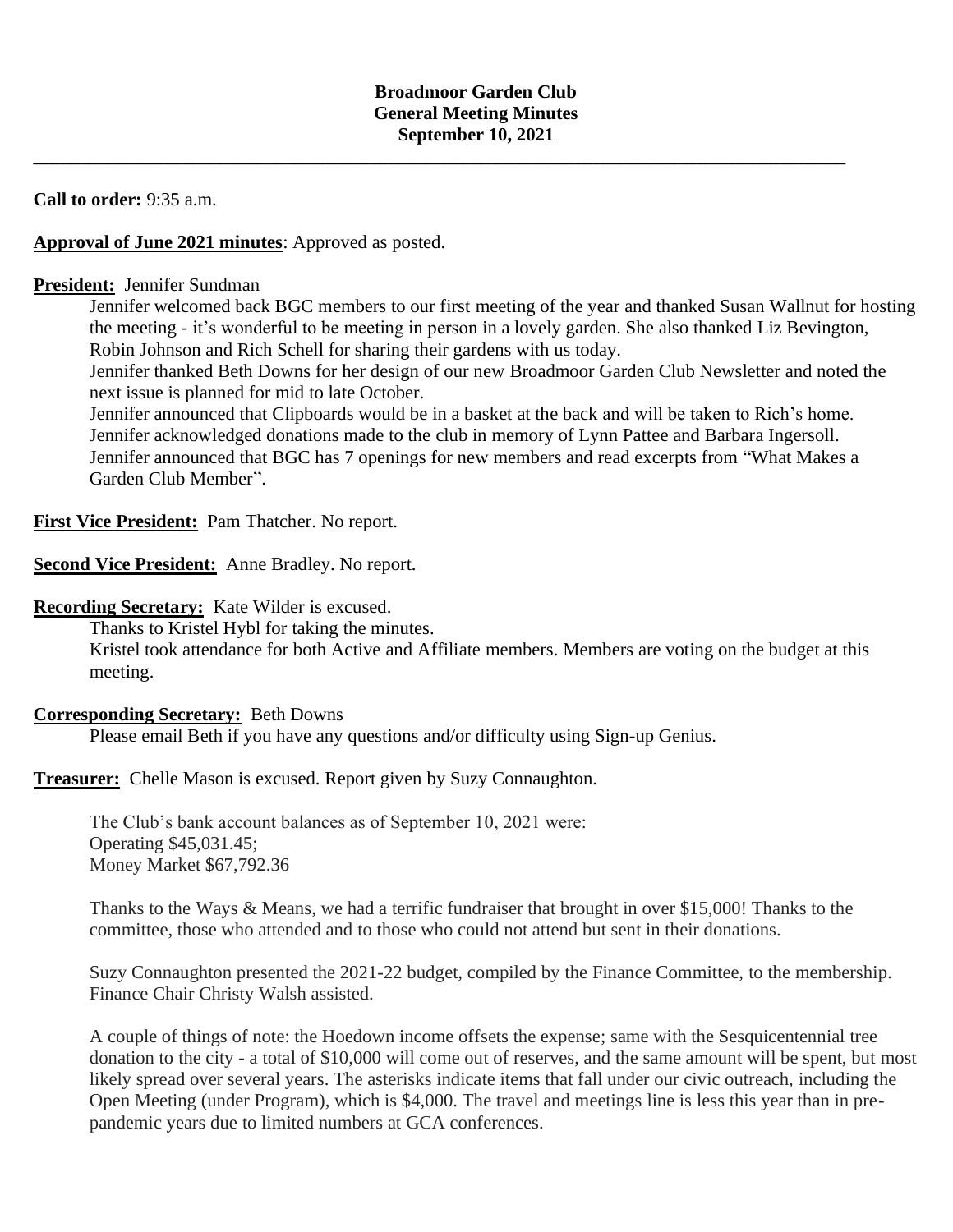**Broadmoor Garden Club**
**General Meeting Minutes**
**September 10, 2021**

---

**Call to order:** 9:35 a.m.

**Approval of June 2021 minutes**: Approved as posted.

**President:** Jennifer Sundman

Jennifer welcomed back BGC members to our first meeting of the year and thanked Susan Wallnut for hosting the meeting - it's wonderful to be meeting in person in a lovely garden. She also thanked Liz Bevington, Robin Johnson and Rich Schell for sharing their gardens with us today.

Jennifer thanked Beth Downs for her design of our new Broadmoor Garden Club Newsletter and noted the next issue is planned for mid to late October.

Jennifer announced that Clipboards would be in a basket at the back and will be taken to Rich's home.

Jennifer acknowledged donations made to the club in memory of Lynn Pattee and Barbara Ingersoll.

Jennifer announced that BGC has 7 openings for new members and read excerpts from "What Makes a Garden Club Member".

**First Vice President:** Pam Thatcher. No report.

**Second Vice President:** Anne Bradley. No report.

**Recording Secretary:** Kate Wilder is excused.

Thanks to Kristel Hybl for taking the minutes.

Kristel took attendance for both Active and Affiliate members. Members are voting on the budget at this meeting.

**Corresponding Secretary:** Beth Downs

Please email Beth if you have any questions and/or difficulty using Sign-up Genius.

**Treasurer:** Chelle Mason is excused. Report given by Suzy Connaughton.

The Club's bank account balances as of September 10, 2021 were:
Operating $45,031.45;
Money Market $67,792.36

Thanks to the Ways & Means, we had a terrific fundraiser that brought in over $15,000! Thanks to the committee, those who attended and to those who could not attend but sent in their donations.

Suzy Connaughton presented the 2021-22 budget, compiled by the Finance Committee, to the membership. Finance Chair Christy Walsh assisted.

A couple of things of note: the Hoedown income offsets the expense; same with the Sesquicentennial tree donation to the city - a total of $10,000 will come out of reserves, and the same amount will be spent, but most likely spread over several years. The asterisks indicate items that fall under our civic outreach, including the Open Meeting (under Program), which is $4,000. The travel and meetings line is less this year than in pre-pandemic years due to limited numbers at GCA conferences.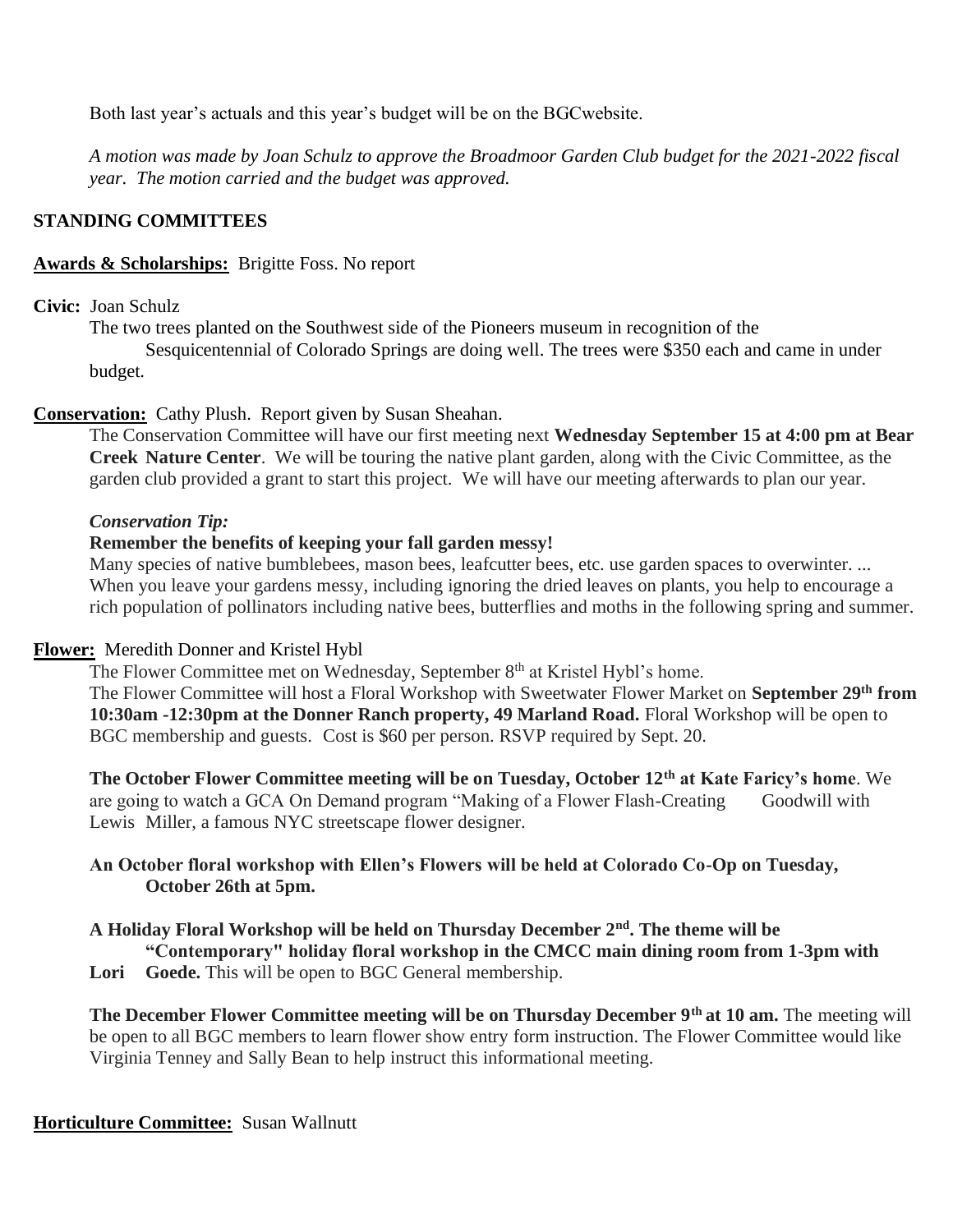Both last year's actuals and this year's budget will be on the BGCwebsite.

*A motion was made by Joan Schulz to approve the Broadmoor Garden Club budget for the 2021-2022 fiscal year. The motion carried and the budget was approved.*

## STANDING COMMITTEES

**Awards & Scholarships:** Brigitte Foss. No report

**Civic:** Joan Schulz

The two trees planted on the Southwest side of the Pioneers museum in recognition of the Sesquicentennial of Colorado Springs are doing well. The trees were $350 each and came in under budget.

**Conservation:** Cathy Plush. Report given by Susan Sheahan.

The Conservation Committee will have our first meeting next **Wednesday September 15 at 4:00 pm at Bear Creek Nature Center**. We will be touring the native plant garden, along with the Civic Committee, as the garden club provided a grant to start this project. We will have our meeting afterwards to plan our year.

***Conservation Tip:***

**Remember the benefits of keeping your fall garden messy!**

Many species of native bumblebees, mason bees, leafcutter bees, etc. use garden spaces to overwinter. ... When you leave your gardens messy, including ignoring the dried leaves on plants, you help to encourage a rich population of pollinators including native bees, butterflies and moths in the following spring and summer.

**Flower:** Meredith Donner and Kristel Hybl

The Flower Committee met on Wednesday, September 8th at Kristel Hybl's home.

The Flower Committee will host a Floral Workshop with Sweetwater Flower Market on **September 29th from 10:30am -12:30pm at the Donner Ranch property, 49 Marland Road.** Floral Workshop will be open to BGC membership and guests. Cost is $60 per person. RSVP required by Sept. 20.

**The October Flower Committee meeting will be on Tuesday, October 12th at Kate Faricy's home**. We are going to watch a GCA On Demand program "Making of a Flower Flash-Creating Goodwill with Lewis Miller, a famous NYC streetscape flower designer.

**An October floral workshop with Ellen's Flowers will be held at Colorado Co-Op on Tuesday, October 26th at 5pm.**

**A Holiday Floral Workshop will be held on Thursday December 2nd. The theme will be "Contemporary" holiday floral workshop in the CMCC main dining room from 1-3pm with Lori Goede.** This will be open to BGC General membership.

**The December Flower Committee meeting will be on Thursday December 9th at 10 am.** The meeting will be open to all BGC members to learn flower show entry form instruction. The Flower Committee would like Virginia Tenney and Sally Bean to help instruct this informational meeting.

**Horticulture Committee:** Susan Wallnutt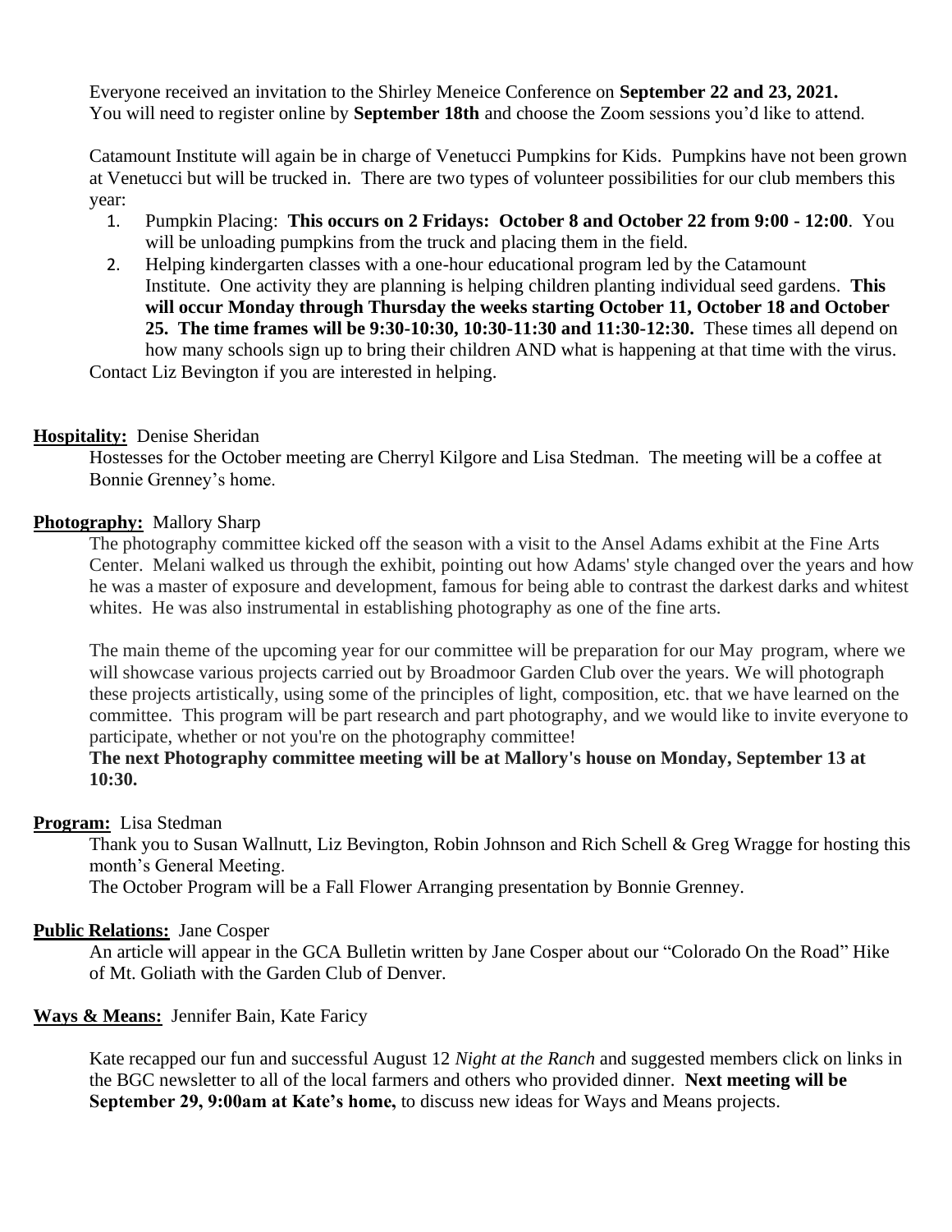Everyone received an invitation to the Shirley Meneice Conference on **September 22 and 23, 2021.** You will need to register online by **September 18th** and choose the Zoom sessions you'd like to attend.

Catamount Institute will again be in charge of Venetucci Pumpkins for Kids. Pumpkins have not been grown at Venetucci but will be trucked in. There are two types of volunteer possibilities for our club members this year:

1. Pumpkin Placing: **This occurs on 2 Fridays: October 8 and October 22 from 9:00 - 12:00**. You will be unloading pumpkins from the truck and placing them in the field.
2. Helping kindergarten classes with a one-hour educational program led by the Catamount Institute. One activity they are planning is helping children planting individual seed gardens. **This will occur Monday through Thursday the weeks starting October 11, October 18 and October 25. The time frames will be 9:30-10:30, 10:30-11:30 and 11:30-12:30.** These times all depend on how many schools sign up to bring their children AND what is happening at that time with the virus.

Contact Liz Bevington if you are interested in helping.

**Hospitality:** Denise Sheridan

Hostesses for the October meeting are Cherryl Kilgore and Lisa Stedman. The meeting will be a coffee at Bonnie Grenney's home.

**Photography:** Mallory Sharp

The photography committee kicked off the season with a visit to the Ansel Adams exhibit at the Fine Arts Center. Melani walked us through the exhibit, pointing out how Adams' style changed over the years and how he was a master of exposure and development, famous for being able to contrast the darkest darks and whitest whites. He was also instrumental in establishing photography as one of the fine arts.

The main theme of the upcoming year for our committee will be preparation for our May program, where we will showcase various projects carried out by Broadmoor Garden Club over the years. We will photograph these projects artistically, using some of the principles of light, composition, etc. that we have learned on the committee. This program will be part research and part photography, and we would like to invite everyone to participate, whether or not you're on the photography committee!

**The next Photography committee meeting will be at Mallory's house on Monday, September 13 at 10:30.**

**Program:** Lisa Stedman

Thank you to Susan Wallnutt, Liz Bevington, Robin Johnson and Rich Schell & Greg Wragge for hosting this month's General Meeting.

The October Program will be a Fall Flower Arranging presentation by Bonnie Grenney.

**Public Relations:** Jane Cosper

An article will appear in the GCA Bulletin written by Jane Cosper about our "Colorado On the Road" Hike of Mt. Goliath with the Garden Club of Denver.

**Ways & Means:** Jennifer Bain, Kate Faricy

Kate recapped our fun and successful August 12 *Night at the Ranch* and suggested members click on links in the BGC newsletter to all of the local farmers and others who provided dinner. **Next meeting will be September 29, 9:00am at Kate's home,** to discuss new ideas for Ways and Means projects.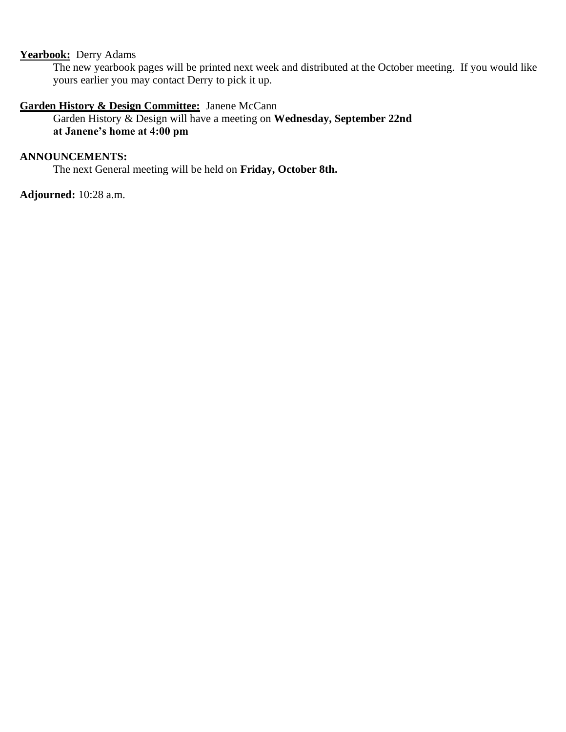**Yearbook:** Derry Adams

The new yearbook pages will be printed next week and distributed at the October meeting. If you would like yours earlier you may contact Derry to pick it up.

**Garden History & Design Committee:** Janene McCann

Garden History & Design will have a meeting on **Wednesday, September 22nd at Janene's home at 4:00 pm**

**ANNOUNCEMENTS:**

The next General meeting will be held on **Friday, October 8th.**

**Adjourned:** 10:28 a.m.